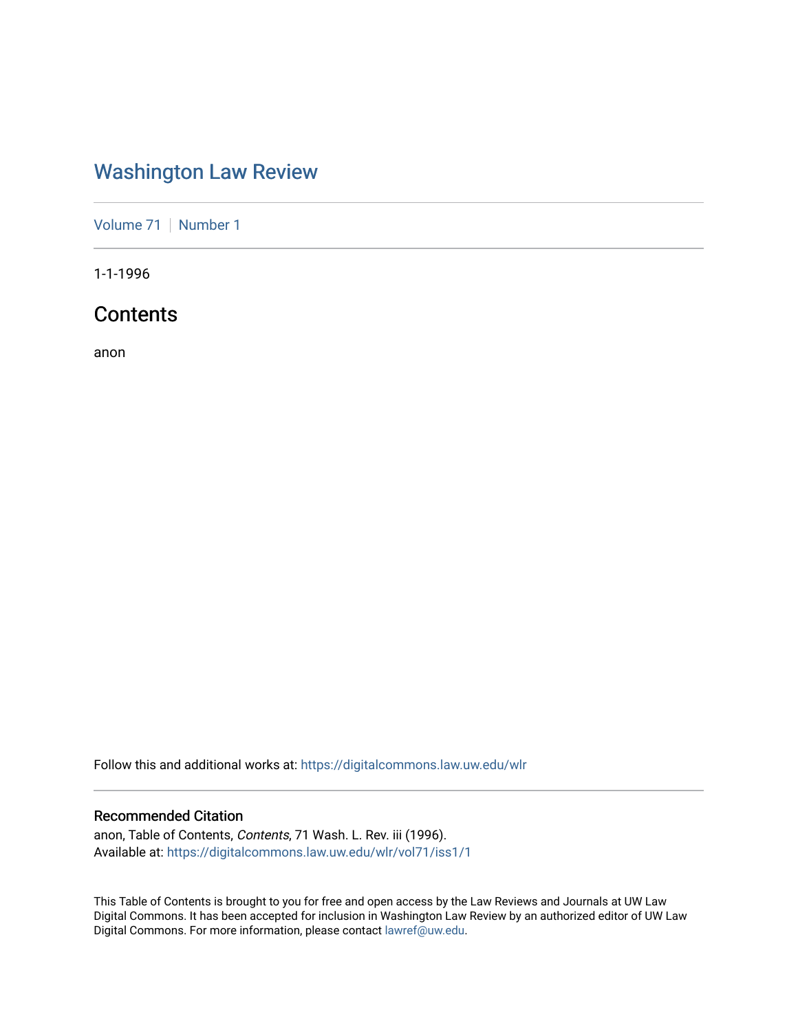# Washington Law Review

Volume 71 | Number 1

1-1-1996

## Contents

anon

Follow this and additional works at: https://digitalcommons.law.uw.edu/wlr

### Recommended Citation

anon, Table of Contents, *Contents*, 71 Wash. L. Rev. iii (1996).
Available at: https://digitalcommons.law.uw.edu/wlr/vol71/iss1/1

This Table of Contents is brought to you for free and open access by the Law Reviews and Journals at UW Law Digital Commons. It has been accepted for inclusion in Washington Law Review by an authorized editor of UW Law Digital Commons. For more information, please contact lawref@uw.edu.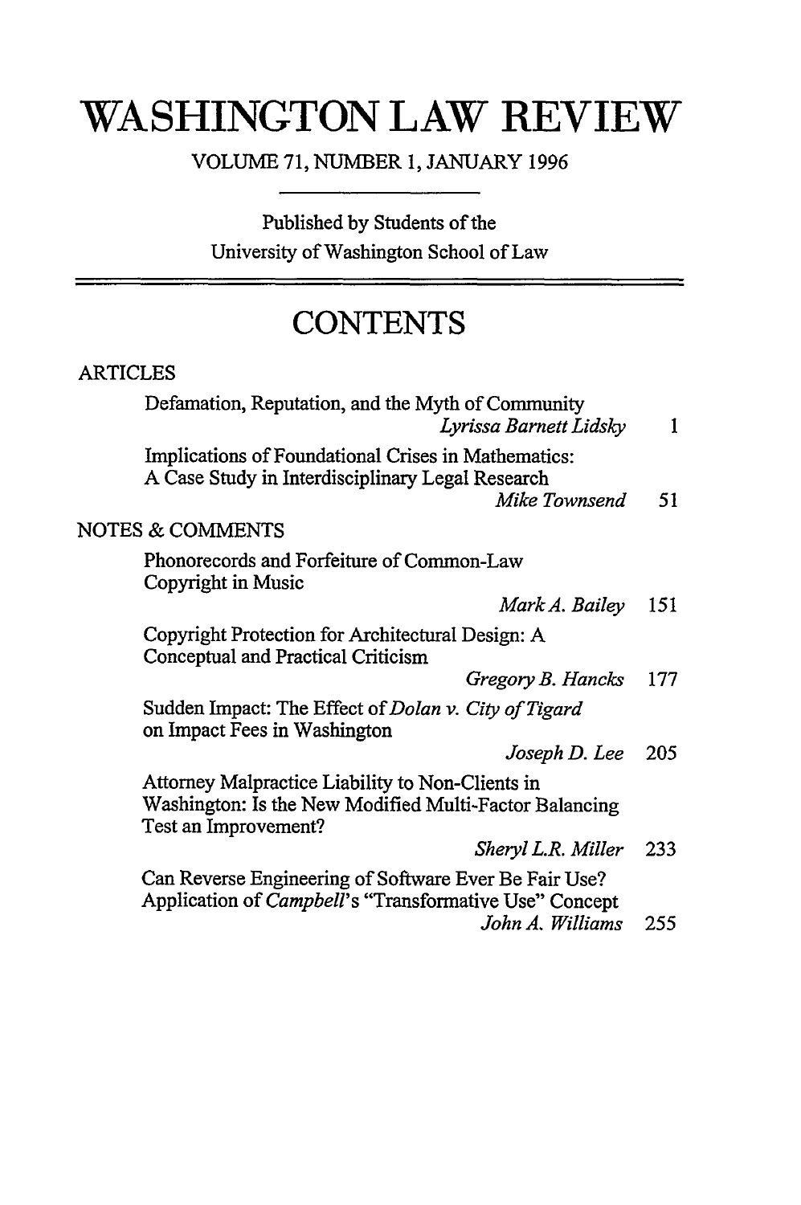# WASHINGTON LAW REVIEW

VOLUME 71, NUMBER 1, JANUARY 1996

Published by Students of the
University of Washington School of Law

## CONTENTS

### ARTICLES

Defamation, Reputation, and the Myth of Community
*Lyrissa Barnett Lidsky* 1

Implications of Foundational Crises in Mathematics: A Case Study in Interdisciplinary Legal Research
*Mike Townsend* 51

### NOTES & COMMENTS

Phonorecords and Forfeiture of Common-Law Copyright in Music
*Mark A. Bailey* 151

Copyright Protection for Architectural Design: A Conceptual and Practical Criticism
*Gregory B. Hancks* 177

Sudden Impact: The Effect of *Dolan v. City of Tigard* on Impact Fees in Washington
*Joseph D. Lee* 205

Attorney Malpractice Liability to Non-Clients in Washington: Is the New Modified Multi-Factor Balancing Test an Improvement?
*Sheryl L.R. Miller* 233

Can Reverse Engineering of Software Ever Be Fair Use? Application of *Campbell*'s "Transformative Use" Concept
*John A. Williams* 255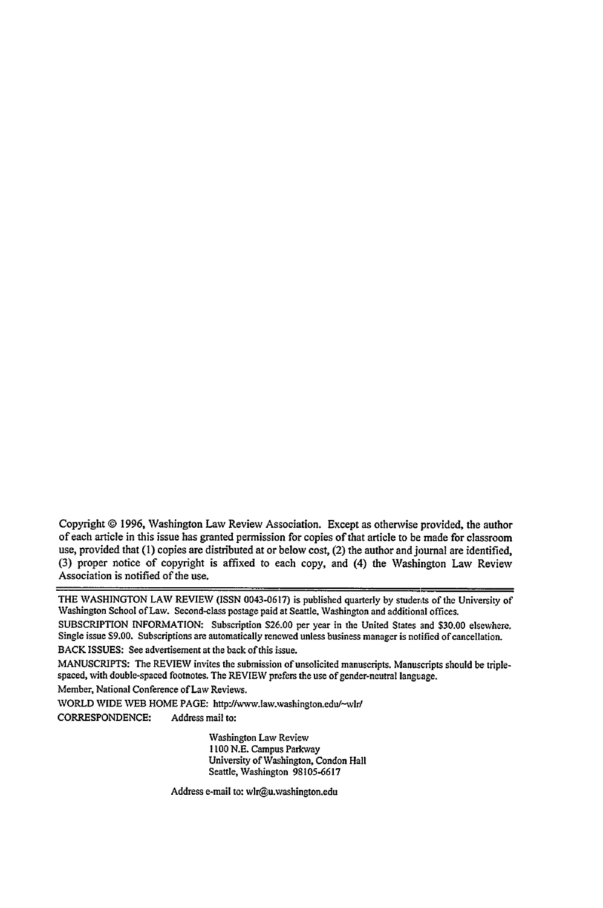Copyright © 1996, Washington Law Review Association. Except as otherwise provided, the author of each article in this issue has granted permission for copies of that article to be made for classroom use, provided that (1) copies are distributed at or below cost, (2) the author and journal are identified, (3) proper notice of copyright is affixed to each copy, and (4) the Washington Law Review Association is notified of the use.

---

THE WASHINGTON LAW REVIEW (ISSN 0043-0617) is published quarterly by students of the University of Washington School of Law. Second-class postage paid at Seattle, Washington and additional offices.

SUBSCRIPTION INFORMATION: Subscription $26.00 per year in the United States and $30.00 elsewhere. Single issue $9.00. Subscriptions are automatically renewed unless business manager is notified of cancellation.

BACK ISSUES: See advertisement at the back of this issue.

MANUSCRIPTS: The REVIEW invites the submission of unsolicited manuscripts. Manuscripts should be triple-spaced, with double-spaced footnotes. The REVIEW prefers the use of gender-neutral language.

Member, National Conference of Law Reviews.

WORLD WIDE WEB HOME PAGE: http://www.law.washington.edu/~wlr/

CORRESPONDENCE: Address mail to:

Washington Law Review
1100 N.E. Campus Parkway
University of Washington, Condon Hall
Seattle, Washington 98105-6617

Address e-mail to: wlr@u.washington.edu